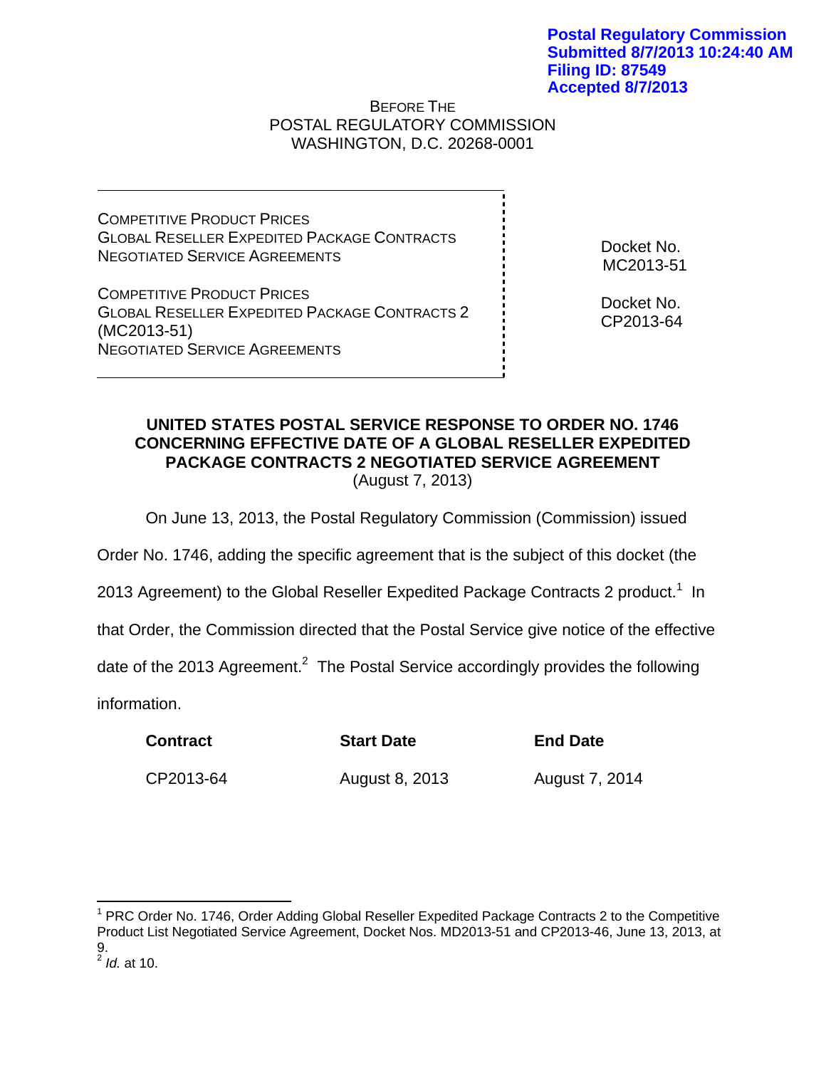**Postal Regulatory Commission**
**Submitted 8/7/2013 10:24:40 AM**
**Filing ID: 87549**
**Accepted 8/7/2013**

BEFORE THE
POSTAL REGULATORY COMMISSION
WASHINGTON, D.C. 20268-0001

| | |
|---|---|
| COMPETITIVE PRODUCT PRICES<br>GLOBAL RESELLER EXPEDITED PACKAGE CONTRACTS<br>NEGOTIATED SERVICE AGREEMENTS | Docket No. MC2013-51 |
| COMPETITIVE PRODUCT PRICES<br>GLOBAL RESELLER EXPEDITED PACKAGE CONTRACTS 2<br>(MC2013-51)<br>NEGOTIATED SERVICE AGREEMENTS | Docket No. CP2013-64 |

**UNITED STATES POSTAL SERVICE RESPONSE TO ORDER NO. 1746 CONCERNING EFFECTIVE DATE OF A GLOBAL RESELLER EXPEDITED PACKAGE CONTRACTS 2 NEGOTIATED SERVICE AGREEMENT**
(August 7, 2013)

On June 13, 2013, the Postal Regulatory Commission (Commission) issued Order No. 1746, adding the specific agreement that is the subject of this docket (the 2013 Agreement) to the Global Reseller Expedited Package Contracts 2 product.[1] In that Order, the Commission directed that the Postal Service give notice of the effective date of the 2013 Agreement.[2] The Postal Service accordingly provides the following information.

| Contract | Start Date | End Date |
|---|---|---|
| CP2013-64 | August 8, 2013 | August 7, 2014 |

[1] PRC Order No. 1746, Order Adding Global Reseller Expedited Package Contracts 2 to the Competitive Product List Negotiated Service Agreement, Docket Nos. MD2013-51 and CP2013-46, June 13, 2013, at 9.

[2] *Id.* at 10.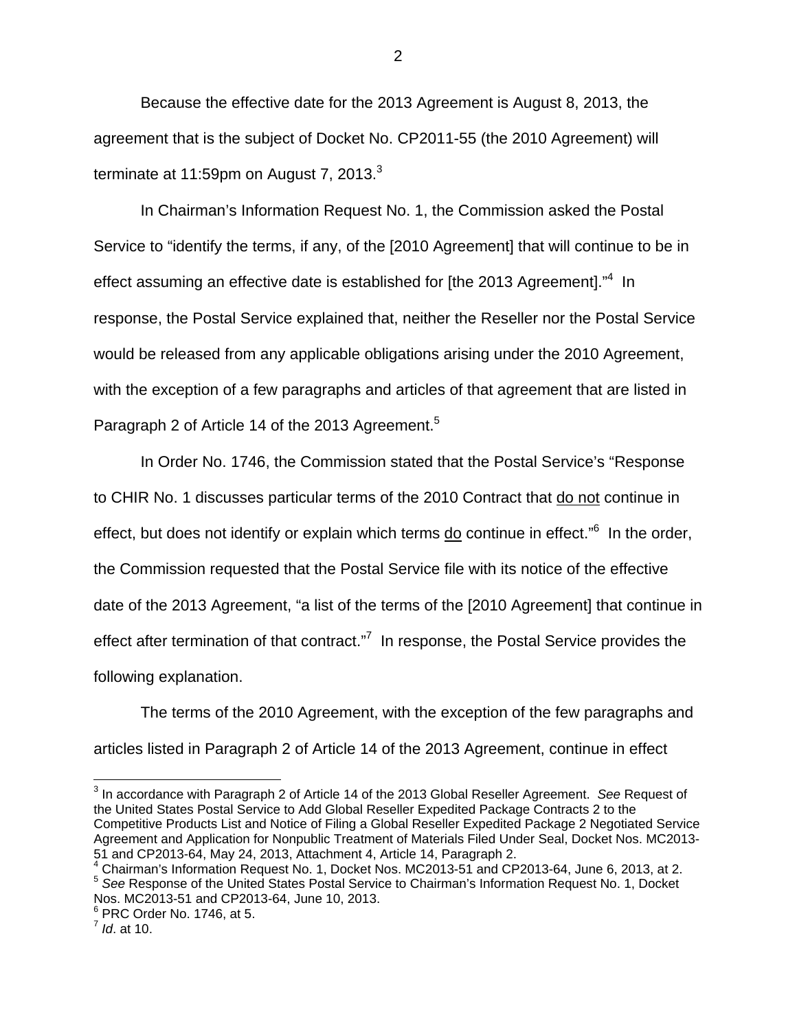Because the effective date for the 2013 Agreement is August 8, 2013, the agreement that is the subject of Docket No. CP2011-55 (the 2010 Agreement) will terminate at 11:59pm on August 7, 2013.[3]

In Chairman's Information Request No. 1, the Commission asked the Postal Service to "identify the terms, if any, of the [2010 Agreement] that will continue to be in effect assuming an effective date is established for [the 2013 Agreement]."[4] In response, the Postal Service explained that, neither the Reseller nor the Postal Service would be released from any applicable obligations arising under the 2010 Agreement, with the exception of a few paragraphs and articles of that agreement that are listed in Paragraph 2 of Article 14 of the 2013 Agreement.[5]

In Order No. 1746, the Commission stated that the Postal Service's "Response to CHIR No. 1 discusses particular terms of the 2010 Contract that <u>do not</u> continue in effect, but does not identify or explain which terms <u>do</u> continue in effect."[6] In the order, the Commission requested that the Postal Service file with its notice of the effective date of the 2013 Agreement, "a list of the terms of the [2010 Agreement] that continue in effect after termination of that contract."[7] In response, the Postal Service provides the following explanation.

The terms of the 2010 Agreement, with the exception of the few paragraphs and articles listed in Paragraph 2 of Article 14 of the 2013 Agreement, continue in effect

---

[3] In accordance with Paragraph 2 of Article 14 of the 2013 Global Reseller Agreement. *See* Request of the United States Postal Service to Add Global Reseller Expedited Package Contracts 2 to the Competitive Products List and Notice of Filing a Global Reseller Expedited Package 2 Negotiated Service Agreement and Application for Nonpublic Treatment of Materials Filed Under Seal, Docket Nos. MC2013-51 and CP2013-64, May 24, 2013, Attachment 4, Article 14, Paragraph 2.

[4] Chairman's Information Request No. 1, Docket Nos. MC2013-51 and CP2013-64, June 6, 2013, at 2.

[5] *See* Response of the United States Postal Service to Chairman's Information Request No. 1, Docket Nos. MC2013-51 and CP2013-64, June 10, 2013.

[6] PRC Order No. 1746, at 5.

[7] *Id*. at 10.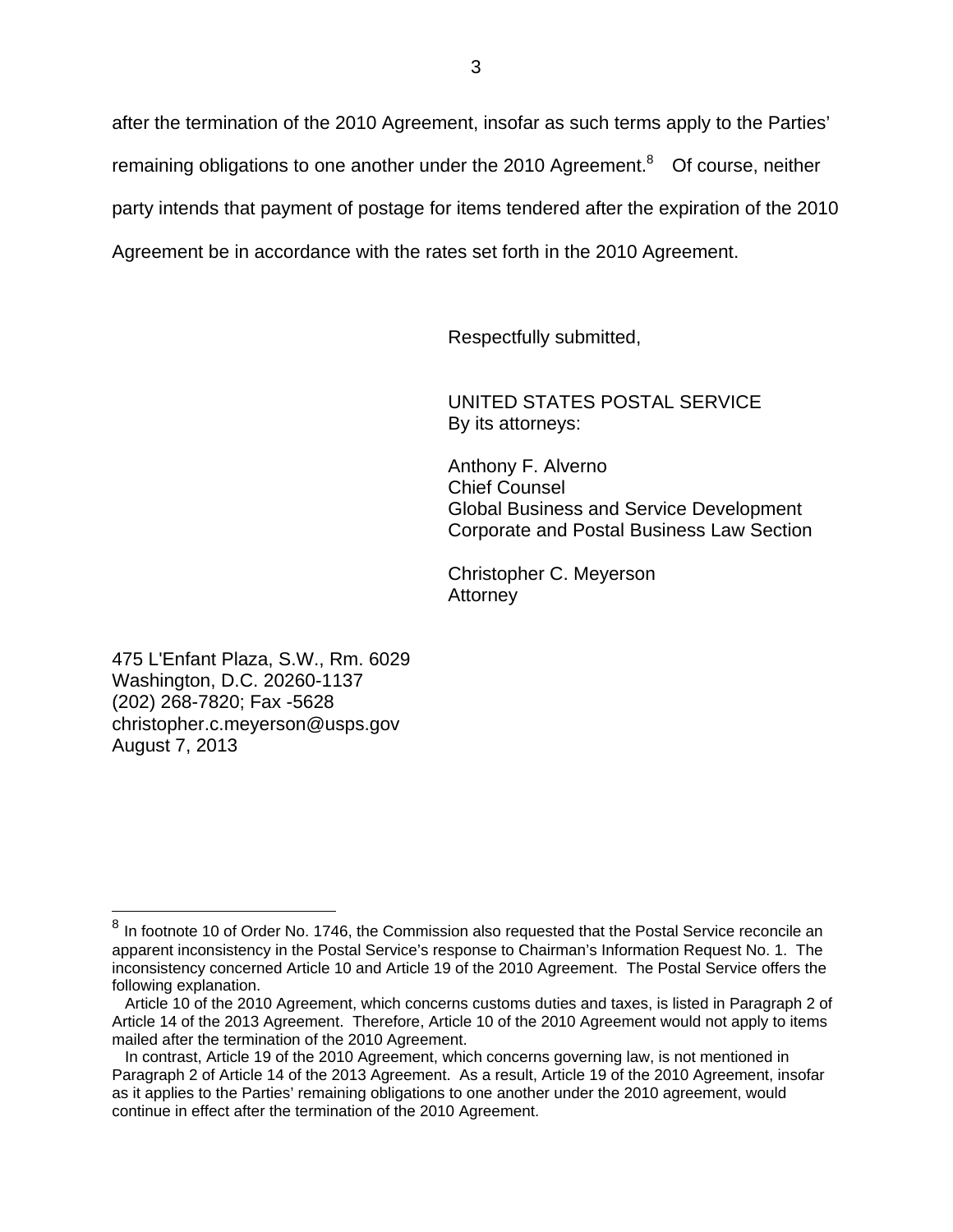after the termination of the 2010 Agreement, insofar as such terms apply to the Parties' remaining obligations to one another under the 2010 Agreement.[8] Of course, neither party intends that payment of postage for items tendered after the expiration of the 2010 Agreement be in accordance with the rates set forth in the 2010 Agreement.

Respectfully submitted,

UNITED STATES POSTAL SERVICE
By its attorneys:

Anthony F. Alverno
Chief Counsel
Global Business and Service Development
Corporate and Postal Business Law Section

Christopher C. Meyerson
Attorney

475 L'Enfant Plaza, S.W., Rm. 6029
Washington, D.C. 20260-1137
(202) 268-7820; Fax -5628
christopher.c.meyerson@usps.gov
August 7, 2013

---

[8] In footnote 10 of Order No. 1746, the Commission also requested that the Postal Service reconcile an apparent inconsistency in the Postal Service's response to Chairman's Information Request No. 1. The inconsistency concerned Article 10 and Article 19 of the 2010 Agreement. The Postal Service offers the following explanation.

Article 10 of the 2010 Agreement, which concerns customs duties and taxes, is listed in Paragraph 2 of Article 14 of the 2013 Agreement. Therefore, Article 10 of the 2010 Agreement would not apply to items mailed after the termination of the 2010 Agreement.

In contrast, Article 19 of the 2010 Agreement, which concerns governing law, is not mentioned in Paragraph 2 of Article 14 of the 2013 Agreement. As a result, Article 19 of the 2010 Agreement, insofar as it applies to the Parties' remaining obligations to one another under the 2010 agreement, would continue in effect after the termination of the 2010 Agreement.